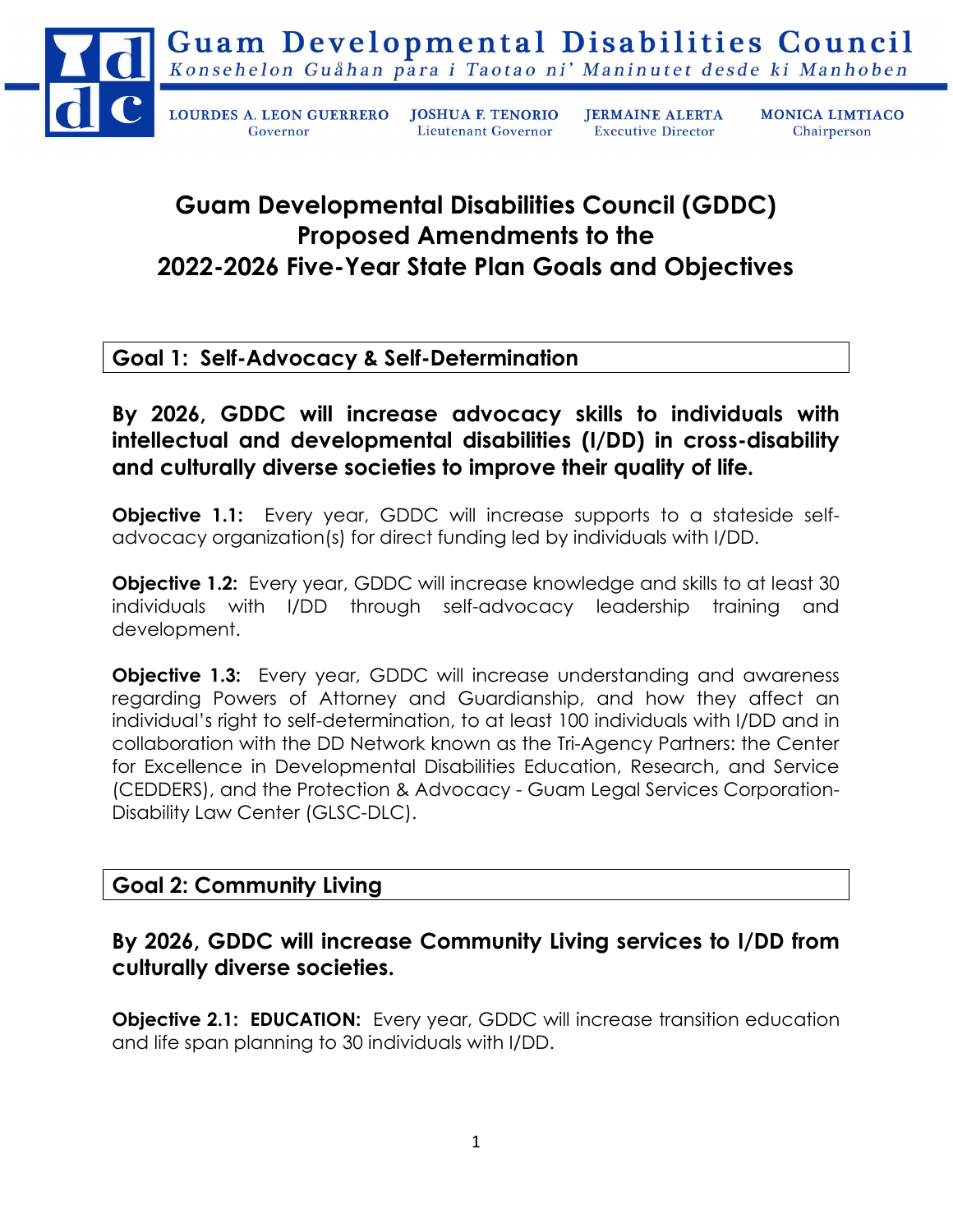# Guam Developmental Disabilities Council

*Konsehelon Guåhan para i Taotao ni' Maninutet desde ki Manhoben*

LOURDES A. LEON GUERRERO, Governor | JOSHUA F. TENORIO, Lieutenant Governor | JERMAINE ALERTA, Executive Director | MONICA LIMTIACO, Chairperson

# Guam Developmental Disabilities Council (GDDC) Proposed Amendments to the 2022-2026 Five-Year State Plan Goals and Objectives

## Goal 1: Self-Advocacy & Self-Determination

### By 2026, GDDC will increase advocacy skills to individuals with intellectual and developmental disabilities (I/DD) in cross-disability and culturally diverse societies to improve their quality of life.

**Objective 1.1:** Every year, GDDC will increase supports to a stateside self-advocacy organization(s) for direct funding led by individuals with I/DD.

**Objective 1.2:** Every year, GDDC will increase knowledge and skills to at least 30 individuals with I/DD through self-advocacy leadership training and development.

**Objective 1.3:** Every year, GDDC will increase understanding and awareness regarding Powers of Attorney and Guardianship, and how they affect an individual's right to self-determination, to at least 100 individuals with I/DD and in collaboration with the DD Network known as the Tri-Agency Partners: the Center for Excellence in Developmental Disabilities Education, Research, and Service (CEDDERS), and the Protection & Advocacy - Guam Legal Services Corporation-Disability Law Center (GLSC-DLC).

## Goal 2: Community Living

### By 2026, GDDC will increase Community Living services to I/DD from culturally diverse societies.

**Objective 2.1: EDUCATION:** Every year, GDDC will increase transition education and life span planning to 30 individuals with I/DD.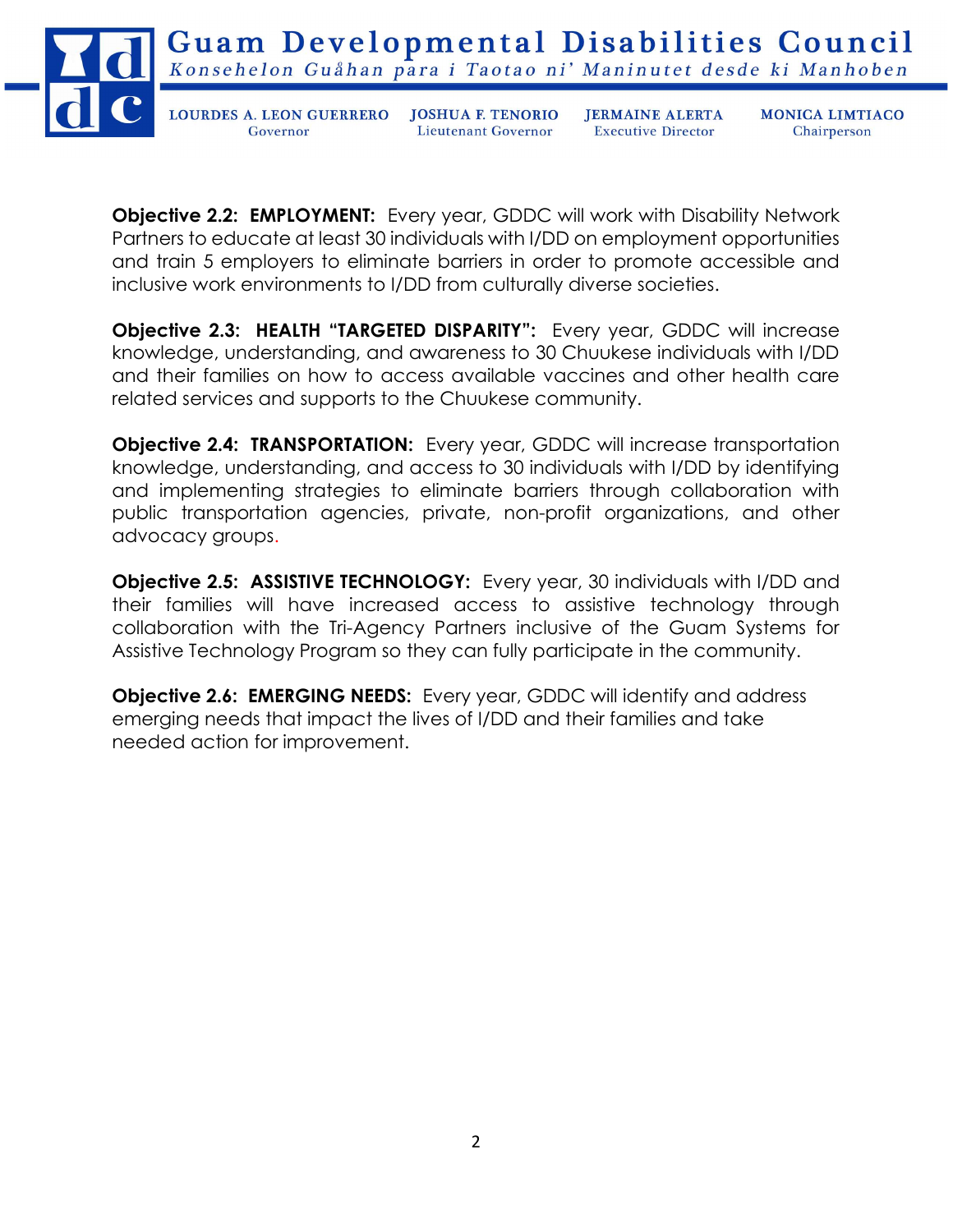**Objective 2.2: EMPLOYMENT:** Every year, GDDC will work with Disability Network Partners to educate at least 30 individuals with I/DD on employment opportunities and train 5 employers to eliminate barriers in order to promote accessible and inclusive work environments to I/DD from culturally diverse societies.

**Objective 2.3: HEALTH "TARGETED DISPARITY":** Every year, GDDC will increase knowledge, understanding, and awareness to 30 Chuukese individuals with I/DD and their families on how to access available vaccines and other health care related services and supports to the Chuukese community.

**Objective 2.4: TRANSPORTATION:** Every year, GDDC will increase transportation knowledge, understanding, and access to 30 individuals with I/DD by identifying and implementing strategies to eliminate barriers through collaboration with public transportation agencies, private, non-profit organizations, and other advocacy groups.

**Objective 2.5: ASSISTIVE TECHNOLOGY:** Every year, 30 individuals with I/DD and their families will have increased access to assistive technology through collaboration with the Tri-Agency Partners inclusive of the Guam Systems for Assistive Technology Program so they can fully participate in the community.

**Objective 2.6: EMERGING NEEDS:** Every year, GDDC will identify and address emerging needs that impact the lives of I/DD and their families and take needed action for improvement.